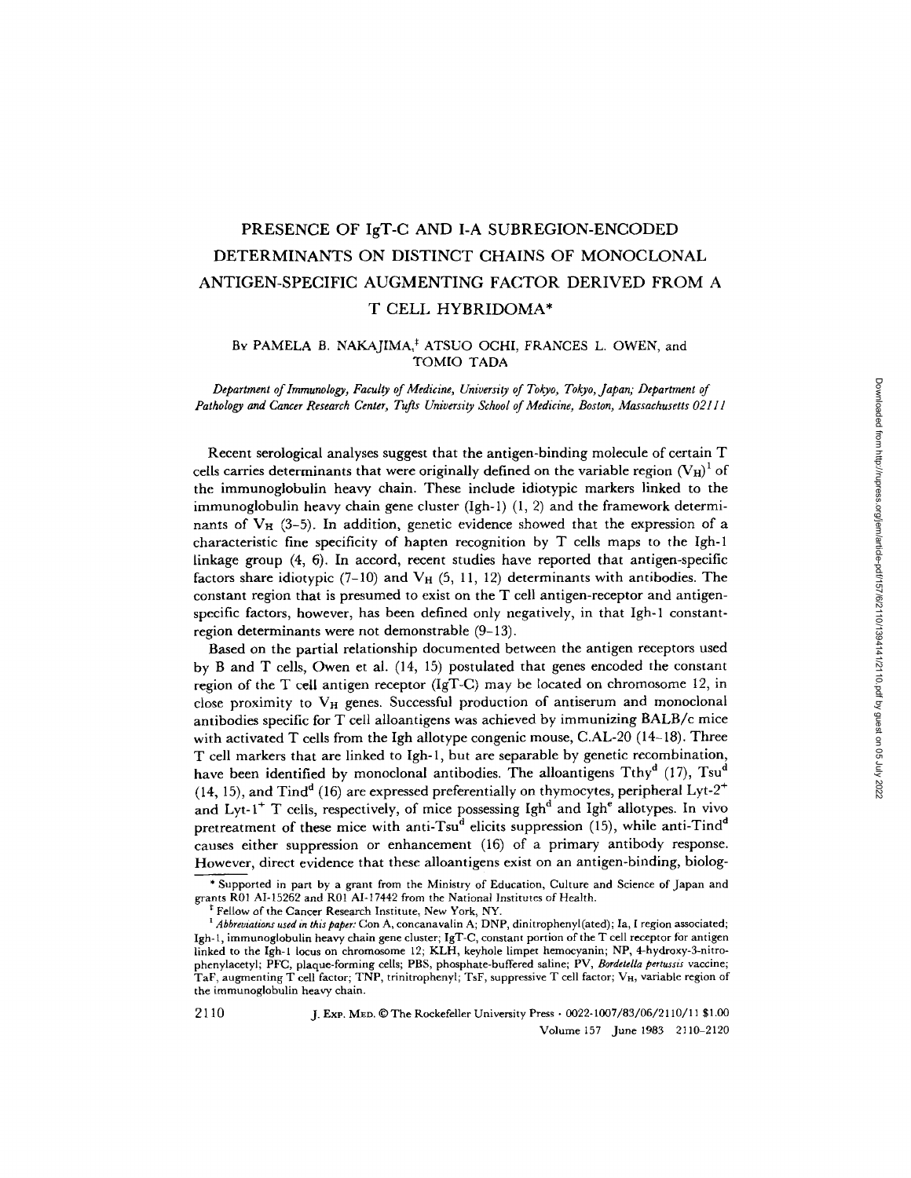# PRESENCE OF IgT-C AND I-A SUBREGION-ENCODED DETERMINANTS ON DISTINCT CHAINS OF MONOCLONAL ANTIGEN-SPECIFIC AUGMENTING FACTOR DERIVED FROM A T CELL HYBRIDOMA*

By PAMELA B. NAKAJIMA,[‡] ATSUO OCHI, FRANCES L. OWEN, and TOMIO TADA

*Department of Immunology, Faculty of Medicine, University of Tokyo, Tokyo, Japan; Department of Pathology and Cancer Research Center, Tufts University School of Medicine, Boston, Massachusetts 02111*

Recent serological analyses suggest that the antigen-binding molecule of certain T cells carries determinants that were originally defined on the variable region ($V_H$)[1] of the immunoglobulin heavy chain. These include idiotypic markers linked to the immunoglobulin heavy chain gene cluster (Igh-1) (1, 2) and the framework determinants of $V_H$ (3–5). In addition, genetic evidence showed that the expression of a characteristic fine specificity of hapten recognition by T cells maps to the Igh-1 linkage group (4, 6). In accord, recent studies have reported that antigen-specific factors share idiotypic (7–10) and $V_H$ (5, 11, 12) determinants with antibodies. The constant region that is presumed to exist on the T cell antigen-receptor and antigen-specific factors, however, has been defined only negatively, in that Igh-1 constant-region determinants were not demonstrable (9–13).

Based on the partial relationship documented between the antigen receptors used by B and T cells, Owen et al. (14, 15) postulated that genes encoded the constant region of the T cell antigen receptor (IgT-C) may be located on chromosome 12, in close proximity to $V_H$ genes. Successful production of antiserum and monoclonal antibodies specific for T cell alloantigens was achieved by immunizing BALB/c mice with activated T cells from the Igh allotype congenic mouse, C.AL-20 (14–18). Three T cell markers that are linked to Igh-1, but are separable by genetic recombination, have been identified by monoclonal antibodies. The alloantigens $Tthy^d$ (17), $Tsu^d$ (14, 15), and $Tind^d$ (16) are expressed preferentially on thymocytes, peripheral Lyt-$2^+$ and Lyt-$1^+$ T cells, respectively, of mice possessing $Igh^d$ and $Igh^e$ allotypes. In vivo pretreatment of these mice with anti-$Tsu^d$ elicits suppression (15), while anti-$Tind^d$ causes either suppression or enhancement (16) of a primary antibody response. However, direct evidence that these alloantigens exist on an antigen-binding, biolog-

\* Supported in part by a grant from the Ministry of Education, Culture and Science of Japan and grants R01 AI-15262 and R01 AI-17442 from the National Institutes of Health.

[‡] Fellow of the Cancer Research Institute, New York, NY.

[1] *Abbreviations used in this paper:* Con A, concanavalin A; DNP, dinitrophenyl(ated); Ia, I region associated; Igh-1, immunoglobulin heavy chain gene cluster; IgT-C, constant portion of the T cell receptor for antigen linked to the Igh-1 locus on chromosome 12; KLH, keyhole limpet hemocyanin; NP, 4-hydroxy-3-nitrophenylacetyl; PFC, plaque-forming cells; PBS, phosphate-buffered saline; PV, *Bordetella pertussis* vaccine; TaF, augmenting T cell factor; TNP, trinitrophenyl; TsF, suppressive T cell factor; $V_H$, variable region of the immunoglobulin heavy chain.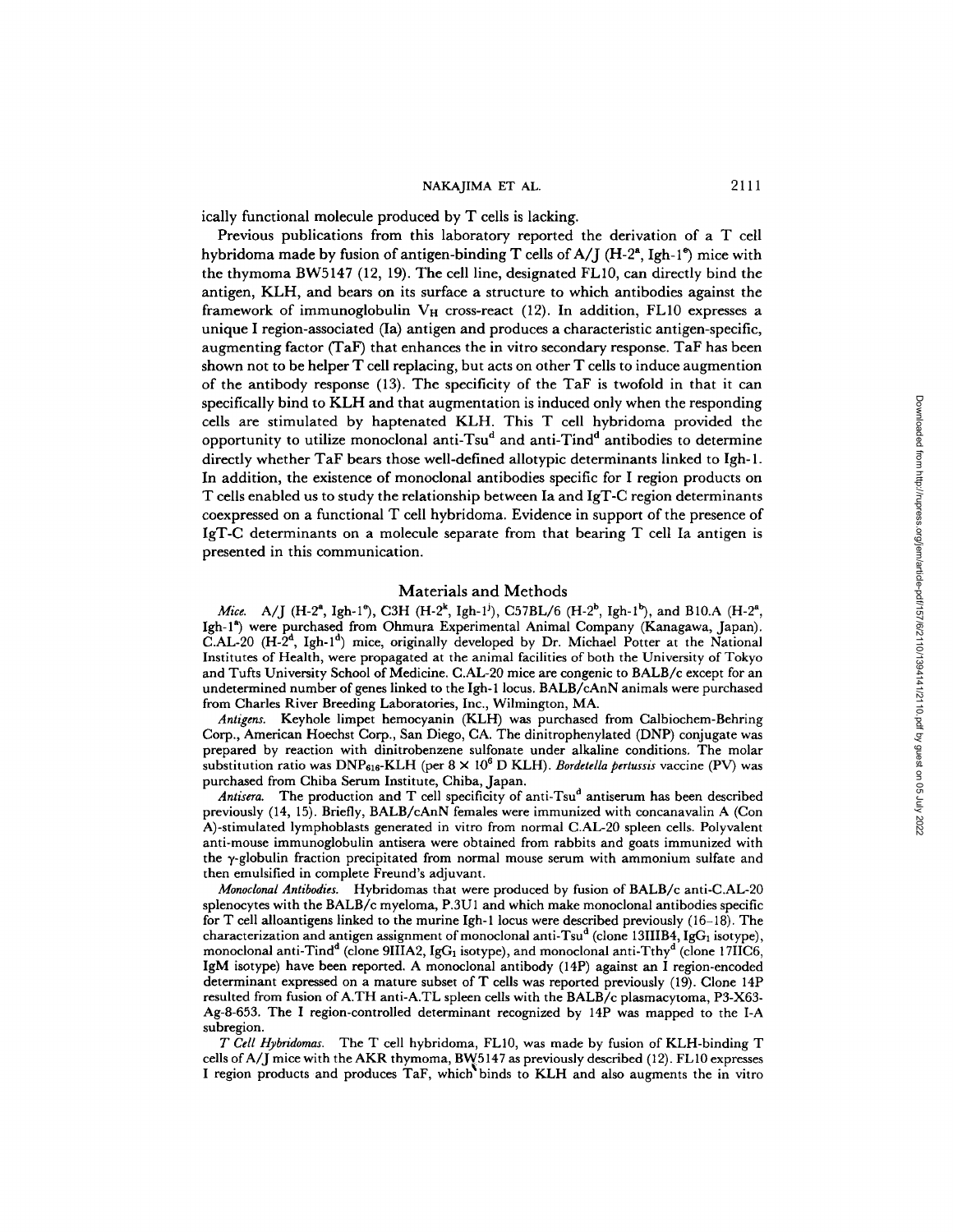ically functional molecule produced by T cells is lacking.

Previous publications from this laboratory reported the derivation of a T cell hybridoma made by fusion of antigen-binding T cells of A/J (H-2$^a$, Igh-1$^e$) mice with the thymoma BW5147 (12, 19). The cell line, designated FL10, can directly bind the antigen, KLH, and bears on its surface a structure to which antibodies against the framework of immunoglobulin $V_H$ cross-react (12). In addition, FL10 expresses a unique I region-associated (Ia) antigen and produces a characteristic antigen-specific, augmenting factor (TaF) that enhances the in vitro secondary response. TaF has been shown not to be helper T cell replacing, but acts on other T cells to induce augmention of the antibody response (13). The specificity of the TaF is twofold in that it can specifically bind to KLH and that augmentation is induced only when the responding cells are stimulated by haptenated KLH. This T cell hybridoma provided the opportunity to utilize monoclonal anti-Tsu$^d$ and anti-Tind$^d$ antibodies to determine directly whether TaF bears those well-defined allotypic determinants linked to Igh-1. In addition, the existence of monoclonal antibodies specific for I region products on T cells enabled us to study the relationship between Ia and IgT-C region determinants coexpressed on a functional T cell hybridoma. Evidence in support of the presence of IgT-C determinants on a molecule separate from that bearing T cell Ia antigen is presented in this communication.

## Materials and Methods

*Mice.* A/J (H-2$^a$, Igh-1$^e$), C3H (H-2$^k$, Igh-1$^j$), C57BL/6 (H-2$^b$, Igh-1$^b$), and B10.A (H-2$^a$, Igh-1$^a$) were purchased from Ohmura Experimental Animal Company (Kanagawa, Japan). C.AL-20 (H-2$^d$, Igh-1$^d$) mice, originally developed by Dr. Michael Potter at the National Institutes of Health, were propagated at the animal facilities of both the University of Tokyo and Tufts University School of Medicine. C.AL-20 mice are congenic to BALB/c except for an undetermined number of genes linked to the Igh-1 locus. BALB/cAnN animals were purchased from Charles River Breeding Laboratories, Inc., Wilmington, MA.

*Antigens.* Keyhole limpet hemocyanin (KLH) was purchased from Calbiochem-Behring Corp., American Hoechst Corp., San Diego, CA. The dinitrophenylated (DNP) conjugate was prepared by reaction with dinitrobenzene sulfonate under alkaline conditions. The molar substitution ratio was $DNP_{616}$-KLH (per $8 \times 10^6$ D KLH). *Bordetella pertussis* vaccine (PV) was purchased from Chiba Serum Institute, Chiba, Japan.

*Antisera.* The production and T cell specificity of anti-Tsu$^d$ antiserum has been described previously (14, 15). Briefly, BALB/cAnN females were immunized with concanavalin A (Con A)-stimulated lymphoblasts generated in vitro from normal C.AL-20 spleen cells. Polyvalent anti-mouse immunoglobulin antisera were obtained from rabbits and goats immunized with the γ-globulin fraction precipitated from normal mouse serum with ammonium sulfate and then emulsified in complete Freund's adjuvant.

*Monoclonal Antibodies.* Hybridomas that were produced by fusion of BALB/c anti-C.AL-20 splenocytes with the BALB/c myeloma, P.3U1 and which make monoclonal antibodies specific for T cell alloantigens linked to the murine Igh-1 locus were described previously (16–18). The characterization and antigen assignment of monoclonal anti-Tsu$^d$ (clone 13IIIB4, $IgG_1$ isotype), monoclonal anti-Tind$^d$ (clone 9IIIA2, $IgG_1$ isotype), and monoclonal anti-Tthy$^d$ (clone 17IIC6, IgM isotype) have been reported. A monoclonal antibody (14P) against an I region-encoded determinant expressed on a mature subset of T cells was reported previously (19). Clone 14P resulted from fusion of A.TH anti-A.TL spleen cells with the BALB/c plasmacytoma, P3-X63-Ag-8-653. The I region-controlled determinant recognized by 14P was mapped to the I-A subregion.

*T Cell Hybridomas.* The T cell hybridoma, FL10, was made by fusion of KLH-binding T cells of A/J mice with the AKR thymoma, BW5147 as previously described (12). FL10 expresses I region products and produces TaF, which binds to KLH and also augments the in vitro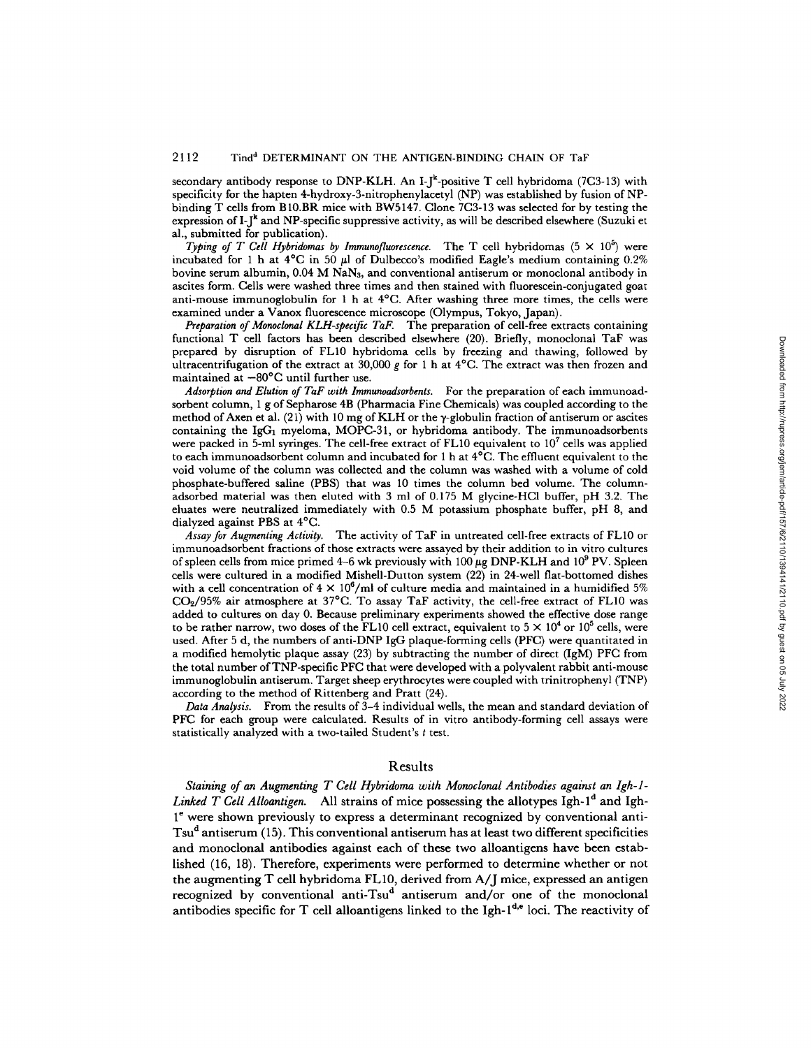secondary antibody response to DNP-KLH. An I-J$^k$-positive T cell hybridoma (7C3-13) with specificity for the hapten 4-hydroxy-3-nitrophenylacetyl (NP) was established by fusion of NP-binding T cells from B10.BR mice with BW5147. Clone 7C3-13 was selected for by testing the expression of I-J$^k$ and NP-specific suppressive activity, as will be described elsewhere (Suzuki et al., submitted for publication).

*Typing of T Cell Hybridomas by Immunofluorescence.* The T cell hybridomas ($5 \times 10^5$) were incubated for 1 h at 4°C in 50 μl of Dulbecco's modified Eagle's medium containing 0.2% bovine serum albumin, 0.04 M $NaN_3$, and conventional antiserum or monoclonal antibody in ascites form. Cells were washed three times and then stained with fluorescein-conjugated goat anti-mouse immunoglobulin for 1 h at 4°C. After washing three more times, the cells were examined under a Vanox fluorescence microscope (Olympus, Tokyo, Japan).

*Preparation of Monoclonal KLH-specific TaF.* The preparation of cell-free extracts containing functional T cell factors has been described elsewhere (20). Briefly, monoclonal TaF was prepared by disruption of FL10 hybridoma cells by freezing and thawing, followed by ultracentrifugation of the extract at 30,000 *g* for 1 h at 4°C. The extract was then frozen and maintained at −80°C until further use.

*Adsorption and Elution of TaF with Immunoadsorbents.* For the preparation of each immunoadsorbent column, 1 g of Sepharose 4B (Pharmacia Fine Chemicals) was coupled according to the method of Axen et al. (21) with 10 mg of KLH or the γ-globulin fraction of antiserum or ascites containing the $IgG_1$ myeloma, MOPC-31, or hybridoma antibody. The immunoadsorbents were packed in 5-ml syringes. The cell-free extract of FL10 equivalent to $10^7$ cells was applied to each immunoadsorbent column and incubated for 1 h at 4°C. The effluent equivalent to the void volume of the column was collected and the column was washed with a volume of cold phosphate-buffered saline (PBS) that was 10 times the column bed volume. The column-adsorbed material was then eluted with 3 ml of 0.175 M glycine-HCl buffer, pH 3.2. The eluates were neutralized immediately with 0.5 M potassium phosphate buffer, pH 8, and dialyzed against PBS at 4°C.

*Assay for Augmenting Activity.* The activity of TaF in untreated cell-free extracts of FL10 or immunoadsorbent fractions of those extracts were assayed by their addition to in vitro cultures of spleen cells from mice primed 4–6 wk previously with 100 μg DNP-KLH and $10^9$ PV. Spleen cells were cultured in a modified Mishell-Dutton system (22) in 24-well flat-bottomed dishes with a cell concentration of $4 \times 10^6$/ml of culture media and maintained in a humidified 5% $CO_2$/95% air atmosphere at 37°C. To assay TaF activity, the cell-free extract of FL10 was added to cultures on day 0. Because preliminary experiments showed the effective dose range to be rather narrow, two doses of the FL10 cell extract, equivalent to $5 \times 10^4$ or $10^5$ cells, were used. After 5 d, the numbers of anti-DNP IgG plaque-forming cells (PFC) were quantitated in a modified hemolytic plaque assay (23) by subtracting the number of direct (IgM) PFC from the total number of TNP-specific PFC that were developed with a polyvalent rabbit anti-mouse immunoglobulin antiserum. Target sheep erythrocytes were coupled with trinitrophenyl (TNP) according to the method of Rittenberg and Pratt (24).

*Data Analysis.* From the results of 3–4 individual wells, the mean and standard deviation of PFC for each group were calculated. Results of in vitro antibody-forming cell assays were statistically analyzed with a two-tailed Student's *t* test.

## Results

*Staining of an Augmenting T Cell Hybridoma with Monoclonal Antibodies against an Igh-1-Linked T Cell Alloantigen.* All strains of mice possessing the allotypes Igh-1$^d$ and Igh-1$^e$ were shown previously to express a determinant recognized by conventional anti-Tsu$^d$ antiserum (15). This conventional antiserum has at least two different specificities and monoclonal antibodies against each of these two alloantigens have been established (16, 18). Therefore, experiments were performed to determine whether or not the augmenting T cell hybridoma FL10, derived from A/J mice, expressed an antigen recognized by conventional anti-Tsu$^d$ antiserum and/or one of the monoclonal antibodies specific for T cell alloantigens linked to the Igh-1$^{d,e}$ loci. The reactivity of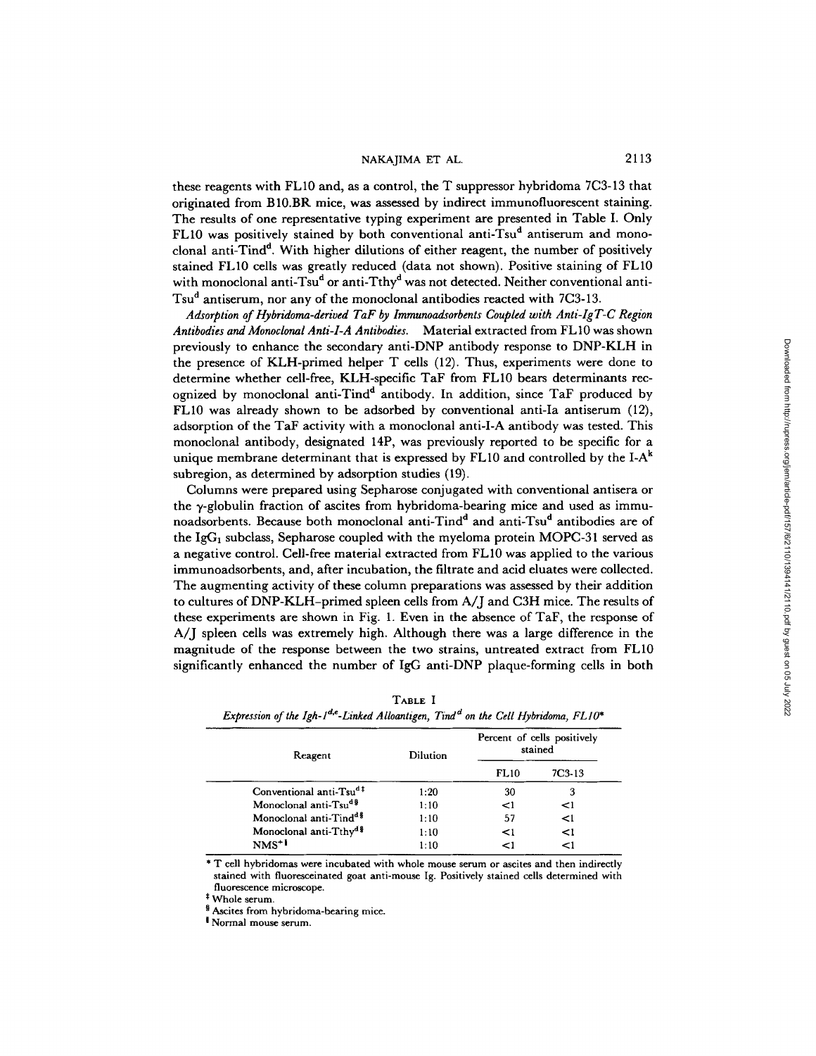these reagents with FL10 and, as a control, the T suppressor hybridoma 7C3-13 that originated from B10.BR mice, was assessed by indirect immunofluorescent staining. The results of one representative typing experiment are presented in Table I. Only FL10 was positively stained by both conventional anti-$Tsu^d$ antiserum and monoclonal anti-$Tind^d$. With higher dilutions of either reagent, the number of positively stained FL10 cells was greatly reduced (data not shown). Positive staining of FL10 with monoclonal anti-$Tsu^d$ or anti-$Tthy^d$ was not detected. Neither conventional anti-$Tsu^d$ antiserum, nor any of the monoclonal antibodies reacted with 7C3-13.

*Adsorption of Hybridoma-derived TaF by Immunoadsorbents Coupled with Anti-IgT-C Region Antibodies and Monoclonal Anti-I-A Antibodies.* Material extracted from FL10 was shown previously to enhance the secondary anti-DNP antibody response to DNP-KLH in the presence of KLH-primed helper T cells (12). Thus, experiments were done to determine whether cell-free, KLH-specific TaF from FL10 bears determinants recognized by monoclonal anti-$Tind^d$ antibody. In addition, since TaF produced by FL10 was already shown to be adsorbed by conventional anti-Ia antiserum (12), adsorption of the TaF activity with a monoclonal anti-I-A antibody was tested. This monoclonal antibody, designated 14P, was previously reported to be specific for a unique membrane determinant that is expressed by FL10 and controlled by the I-$A^k$ subregion, as determined by adsorption studies (19).

Columns were prepared using Sepharose conjugated with conventional antisera or the γ-globulin fraction of ascites from hybridoma-bearing mice and used as immunoadsorbents. Because both monoclonal anti-$Tind^d$ and anti-$Tsu^d$ antibodies are of the $IgG_1$ subclass, Sepharose coupled with the myeloma protein MOPC-31 served as a negative control. Cell-free material extracted from FL10 was applied to the various immunoadsorbents, and, after incubation, the filtrate and acid eluates were collected. The augmenting activity of these column preparations was assessed by their addition to cultures of DNP-KLH–primed spleen cells from A/J and C3H mice. The results of these experiments are shown in Fig. 1. Even in the absence of TaF, the response of A/J spleen cells was extremely high. Although there was a large difference in the magnitude of the response between the two strains, untreated extract from FL10 significantly enhanced the number of IgG anti-DNP plaque-forming cells in both

TABLE I
*Expression of the $Igh\text{-}1^{d,e}$-Linked Alloantigen, $Tind^d$ on the Cell Hybridoma, FL10\**

| Reagent | Dilution | Percent of cells positively stained | |
|---|---|---|---|
| | | FL10 | 7C3-13 |
| Conventional anti-$Tsu^d$ ‡ | 1:20 | 30 | 3 |
| Monoclonal anti-$Tsu^d$ § | 1:10 | <1 | <1 |
| Monoclonal anti-$Tind^d$ § | 1:10 | 57 | <1 |
| Monoclonal anti-$Tthy^d$ § | 1:10 | <1 | <1 |
| NMS ‖ | 1:10 | <1 | <1 |

\* T cell hybridomas were incubated with whole mouse serum or ascites and then indirectly stained with fluoresceinated goat anti-mouse Ig. Positively stained cells determined with fluorescence microscope.

‡ Whole serum.

§ Ascites from hybridoma-bearing mice.

‖ Normal mouse serum.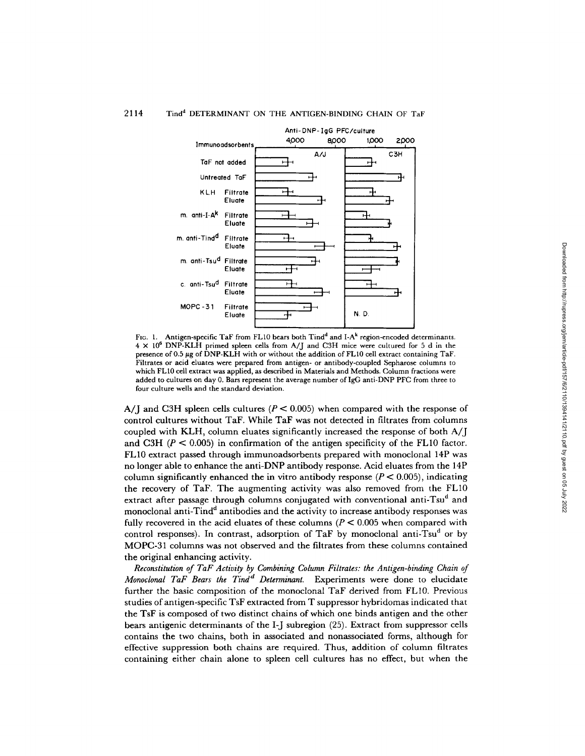FIG. 1. Antigen-specific TaF from FL10 bears both Tind$^{d}$ and I-A$^{k}$ region-encoded determinants. $4 \times 10^{6}$ DNP-KLH primed spleen cells from A/J and C3H mice were cultured for 5 d in the presence of 0.5 μg of DNP-KLH with or without the addition of FL10 cell extract containing TaF. Filtrates or acid eluates were prepared from antigen- or antibody-coupled Sepharose columns to which FL10 cell extract was applied, as described in Materials and Methods. Column fractions were added to cultures on day 0. Bars represent the average number of IgG anti-DNP PFC from three to four culture wells and the standard deviation.

A/J and C3H spleen cells cultures ($P < 0.005$) when compared with the response of control cultures without TaF. While TaF was not detected in filtrates from columns coupled with KLH, column eluates significantly increased the response of both A/J and C3H ($P < 0.005$) in confirmation of the antigen specificity of the FL10 factor. FL10 extract passed through immunoadsorbents prepared with monoclonal 14P was no longer able to enhance the anti-DNP antibody response. Acid eluates from the 14P column significantly enhanced the in vitro antibody response ($P < 0.005$), indicating the recovery of TaF. The augmenting activity was also removed from the FL10 extract after passage through columns conjugated with conventional anti-Tsu$^{d}$ and monoclonal anti-Tind$^{d}$ antibodies and the activity to increase antibody responses was fully recovered in the acid eluates of these columns ($P < 0.005$ when compared with control responses). In contrast, adsorption of TaF by monoclonal anti-Tsu$^{d}$ or by MOPC-31 columns was not observed and the filtrates from these columns contained the original enhancing activity.

*Reconstitution of TaF Activity by Combining Column Filtrates: the Antigen-binding Chain of Monoclonal TaF Bears the Tind$^{d}$ Determinant.* Experiments were done to elucidate further the basic composition of the monoclonal TaF derived from FL10. Previous studies of antigen-specific TsF extracted from T suppressor hybridomas indicated that the TsF is composed of two distinct chains of which one binds antigen and the other bears antigenic determinants of the I-J subregion (25). Extract from suppressor cells contains the two chains, both in associated and nonassociated forms, although for effective suppression both chains are required. Thus, addition of column filtrates containing either chain alone to spleen cell cultures has no effect, but when the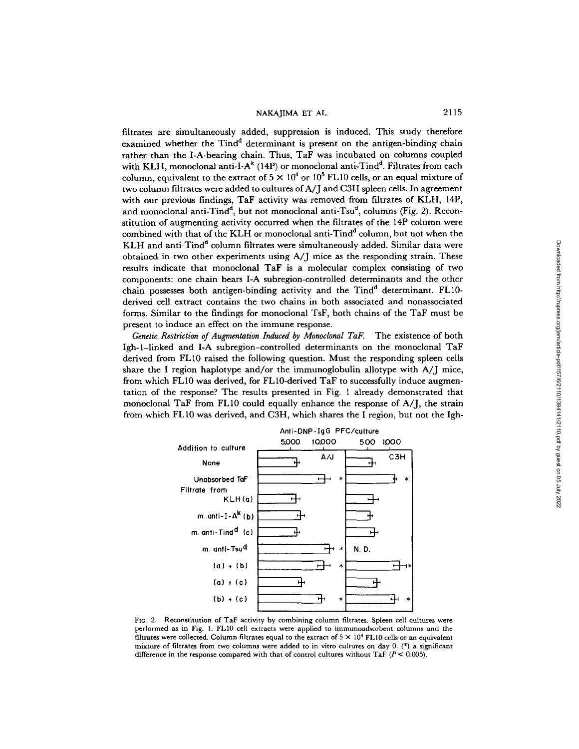filtrates are simultaneously added, suppression is induced. This study therefore examined whether the Tind$^d$ determinant is present on the antigen-binding chain rather than the I-A-bearing chain. Thus, TaF was incubated on columns coupled with KLH, monoclonal anti-I-A$^k$ (14P) or monoclonal anti-Tind$^d$. Filtrates from each column, equivalent to the extract of $5 \times 10^4$ or $10^5$ FL10 cells, or an equal mixture of two column filtrates were added to cultures of A/J and C3H spleen cells. In agreement with our previous findings, TaF activity was removed from filtrates of KLH, 14P, and monoclonal anti-Tind$^d$, but not monoclonal anti-Tsu$^d$, columns (Fig. 2). Reconstitution of augmenting activity occurred when the filtrates of the 14P column were combined with that of the KLH or monoclonal anti-Tind$^d$ column, but not when the KLH and anti-Tind$^d$ column filtrates were simultaneously added. Similar data were obtained in two other experiments using A/J mice as the responding strain. These results indicate that monoclonal TaF is a molecular complex consisting of two components: one chain bears I-A subregion-controlled determinants and the other chain possesses both antigen-binding activity and the Tind$^d$ determinant. FL10-derived cell extract contains the two chains in both associated and nonassociated forms. Similar to the findings for monoclonal TsF, both chains of the TaF must be present to induce an effect on the immune response.

*Genetic Restriction of Augmentation Induced by Monoclonal TaF.* The existence of both Igh-1-linked and I-A subregion-controlled determinants on the monoclonal TaF derived from FL10 raised the following question. Must the responding spleen cells share the I region haplotype and/or the immunoglobulin allotype with A/J mice, from which FL10 was derived, for FL10-derived TaF to successfully induce augmentation of the response? The results presented in Fig. 1 already demonstrated that monoclonal TaF from FL10 could equally enhance the response of A/J, the strain from which FL10 was derived, and C3H, which shares the I region, but not the Igh-

FIG. 2. Reconstitution of TaF activity by combining column filtrates. Spleen cell cultures were performed as in Fig. 1. FL10 cell extracts were applied to immunoadsorbent columns and the filtrates were collected. Column filtrates equal to the extract of $5 \times 10^4$ FL10 cells or an equivalent mixture of filtrates from two columns were added to in vitro cultures on day 0. (*) a significant difference in the response compared with that of control cultures without TaF ($P < 0.005$).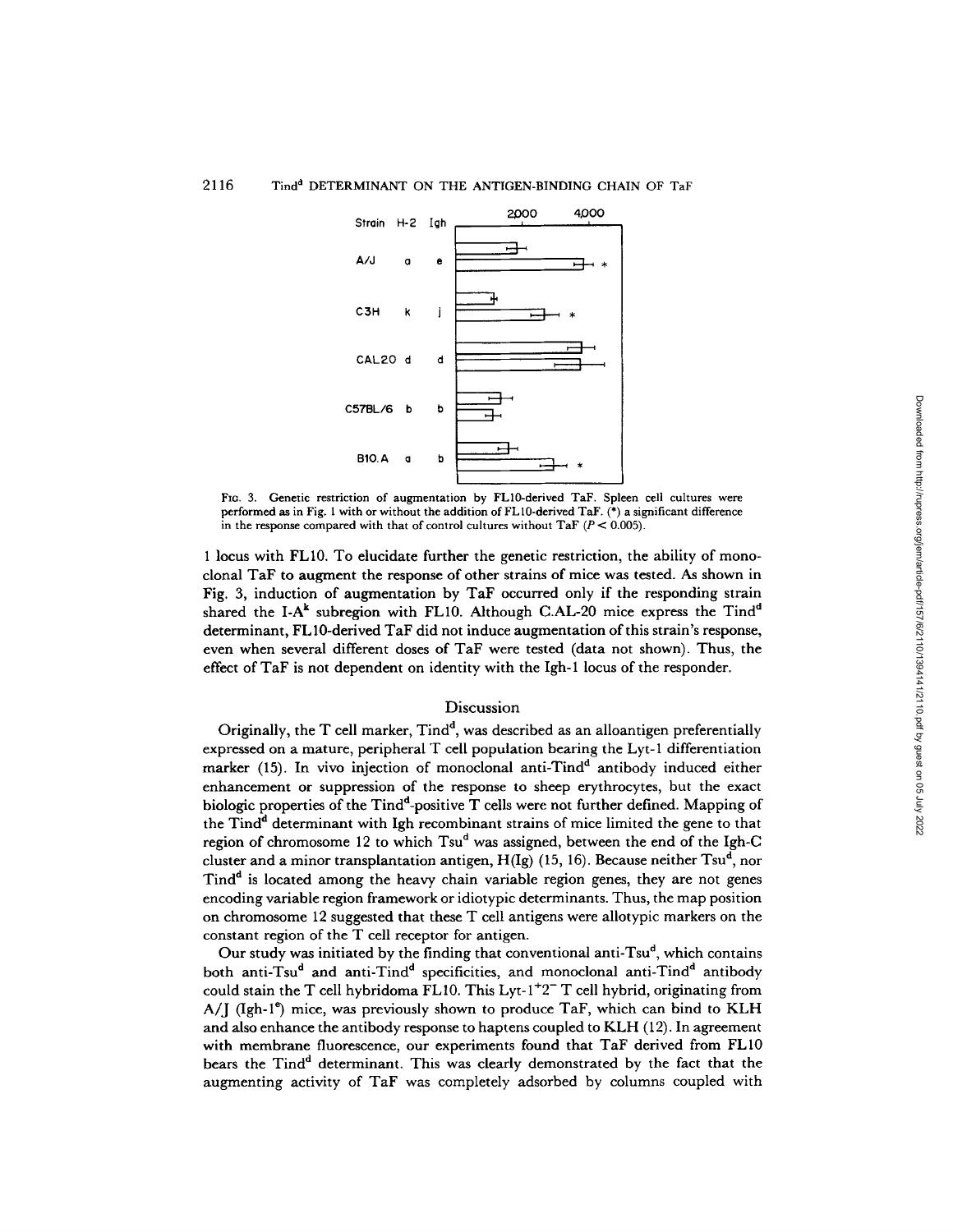FIG. 3. Genetic restriction of augmentation by FL10-derived TaF. Spleen cell cultures were performed as in Fig. 1 with or without the addition of FL10-derived TaF. (*) a significant difference in the response compared with that of control cultures without TaF ($P < 0.005$).

1 locus with FL10. To elucidate further the genetic restriction, the ability of monoclonal TaF to augment the response of other strains of mice was tested. As shown in Fig. 3, induction of augmentation by TaF occurred only if the responding strain shared the I-$A^k$ subregion with FL10. Although C.AL-20 mice express the $Tind^d$ determinant, FL10-derived TaF did not induce augmentation of this strain's response, even when several different doses of TaF were tested (data not shown). Thus, the effect of TaF is not dependent on identity with the Igh-1 locus of the responder.

## Discussion

Originally, the T cell marker, $Tind^d$, was described as an alloantigen preferentially expressed on a mature, peripheral T cell population bearing the Lyt-1 differentiation marker (15). In vivo injection of monoclonal anti-$Tind^d$ antibody induced either enhancement or suppression of the response to sheep erythrocytes, but the exact biologic properties of the $Tind^d$-positive T cells were not further defined. Mapping of the $Tind^d$ determinant with Igh recombinant strains of mice limited the gene to that region of chromosome 12 to which $Tsu^d$ was assigned, between the end of the Igh-C cluster and a minor transplantation antigen, H(Ig) (15, 16). Because neither $Tsu^d$, nor $Tind^d$ is located among the heavy chain variable region genes, they are not genes encoding variable region framework or idiotypic determinants. Thus, the map position on chromosome 12 suggested that these T cell antigens were allotypic markers on the constant region of the T cell receptor for antigen.

Our study was initiated by the finding that conventional anti-$Tsu^d$, which contains both anti-$Tsu^d$ and anti-$Tind^d$ specificities, and monoclonal anti-$Tind^d$ antibody could stain the T cell hybridoma FL10. This Lyt-$1^+2^-$ T cell hybrid, originating from A/J (Igh-$1^e$) mice, was previously shown to produce TaF, which can bind to KLH and also enhance the antibody response to haptens coupled to KLH (12). In agreement with membrane fluorescence, our experiments found that TaF derived from FL10 bears the $Tind^d$ determinant. This was clearly demonstrated by the fact that the augmenting activity of TaF was completely adsorbed by columns coupled with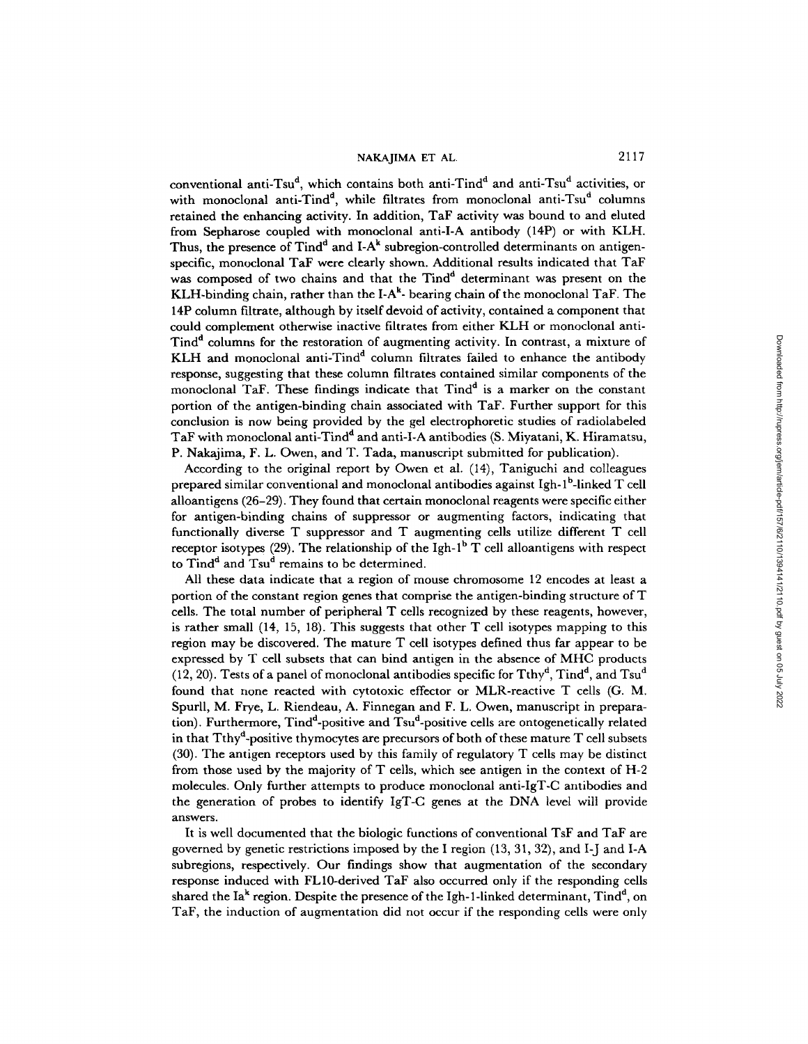conventional anti-$Tsu^d$, which contains both anti-$Tind^d$ and anti-$Tsu^d$ activities, or with monoclonal anti-$Tind^d$, while filtrates from monoclonal anti-$Tsu^d$ columns retained the enhancing activity. In addition, TaF activity was bound to and eluted from Sepharose coupled with monoclonal anti-I-A antibody (14P) or with KLH. Thus, the presence of $Tind^d$ and I-$A^k$ subregion-controlled determinants on antigen-specific, monoclonal TaF were clearly shown. Additional results indicated that TaF was composed of two chains and that the $Tind^d$ determinant was present on the KLH-binding chain, rather than the I-$A^k$- bearing chain of the monoclonal TaF. The 14P column filtrate, although by itself devoid of activity, contained a component that could complement otherwise inactive filtrates from either KLH or monoclonal anti-$Tind^d$ columns for the restoration of augmenting activity. In contrast, a mixture of KLH and monoclonal anti-$Tind^d$ column filtrates failed to enhance the antibody response, suggesting that these column filtrates contained similar components of the monoclonal TaF. These findings indicate that $Tind^d$ is a marker on the constant portion of the antigen-binding chain associated with TaF. Further support for this conclusion is now being provided by the gel electrophoretic studies of radiolabeled TaF with monoclonal anti-$Tind^d$ and anti-I-A antibodies (S. Miyatani, K. Hiramatsu, P. Nakajima, F. L. Owen, and T. Tada, manuscript submitted for publication).

According to the original report by Owen et al. (14), Taniguchi and colleagues prepared similar conventional and monoclonal antibodies against Igh-$1^b$-linked T cell alloantigens (26–29). They found that certain monoclonal reagents were specific either for antigen-binding chains of suppressor or augmenting factors, indicating that functionally diverse T suppressor and T augmenting cells utilize different T cell receptor isotypes (29). The relationship of the Igh-$1^b$ T cell alloantigens with respect to $Tind^d$ and $Tsu^d$ remains to be determined.

All these data indicate that a region of mouse chromosome 12 encodes at least a portion of the constant region genes that comprise the antigen-binding structure of T cells. The total number of peripheral T cells recognized by these reagents, however, is rather small (14, 15, 18). This suggests that other T cell isotypes mapping to this region may be discovered. The mature T cell isotypes defined thus far appear to be expressed by T cell subsets that can bind antigen in the absence of MHC products (12, 20). Tests of a panel of monoclonal antibodies specific for $Tthy^d$, $Tind^d$, and $Tsu^d$ found that none reacted with cytotoxic effector or MLR-reactive T cells (G. M. Spurll, M. Frye, L. Riendeau, A. Finnegan and F. L. Owen, manuscript in preparation). Furthermore, $Tind^d$-positive and $Tsu^d$-positive cells are ontogenetically related in that $Tthy^d$-positive thymocytes are precursors of both of these mature T cell subsets (30). The antigen receptors used by this family of regulatory T cells may be distinct from those used by the majority of T cells, which see antigen in the context of H-2 molecules. Only further attempts to produce monoclonal anti-IgT-C antibodies and the generation of probes to identify IgT-C genes at the DNA level will provide answers.

It is well documented that the biologic functions of conventional TsF and TaF are governed by genetic restrictions imposed by the I region (13, 31, 32), and I-J and I-A subregions, respectively. Our findings show that augmentation of the secondary response induced with FL10-derived TaF also occurred only if the responding cells shared the $Ia^k$ region. Despite the presence of the Igh-1-linked determinant, $Tind^d$, on TaF, the induction of augmentation did not occur if the responding cells were only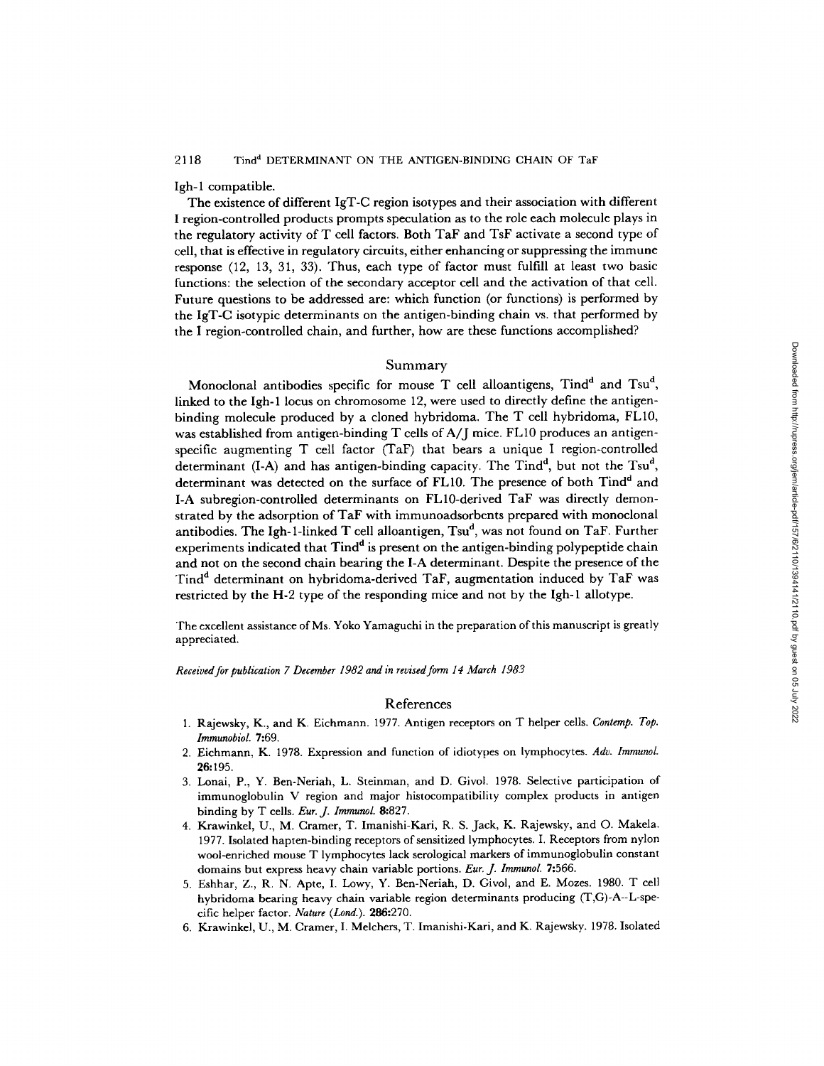Igh-1 compatible.

The existence of different IgT-C region isotypes and their association with different I region-controlled products prompts speculation as to the role each molecule plays in the regulatory activity of T cell factors. Both TaF and TsF activate a second type of cell, that is effective in regulatory circuits, either enhancing or suppressing the immune response (12, 13, 31, 33). Thus, each type of factor must fulfill at least two basic functions: the selection of the secondary acceptor cell and the activation of that cell. Future questions to be addressed are: which function (or functions) is performed by the IgT-C isotypic determinants on the antigen-binding chain vs. that performed by the I region-controlled chain, and further, how are these functions accomplished?

## Summary

Monoclonal antibodies specific for mouse T cell alloantigens, $Tind^d$ and $Tsu^d$, linked to the Igh-1 locus on chromosome 12, were used to directly define the antigen-binding molecule produced by a cloned hybridoma. The T cell hybridoma, FL10, was established from antigen-binding T cells of A/J mice. FL10 produces an antigen-specific augmenting T cell factor (TaF) that bears a unique I region-controlled determinant (I-A) and has antigen-binding capacity. The $Tind^d$, but not the $Tsu^d$, determinant was detected on the surface of FL10. The presence of both $Tind^d$ and I-A subregion-controlled determinants on FL10-derived TaF was directly demonstrated by the adsorption of TaF with immunoadsorbents prepared with monoclonal antibodies. The Igh-1-linked T cell alloantigen, $Tsu^d$, was not found on TaF. Further experiments indicated that $Tind^d$ is present on the antigen-binding polypeptide chain and not on the second chain bearing the I-A determinant. Despite the presence of the $Tind^d$ determinant on hybridoma-derived TaF, augmentation induced by TaF was restricted by the H-2 type of the responding mice and not by the Igh-1 allotype.

The excellent assistance of Ms. Yoko Yamaguchi in the preparation of this manuscript is greatly appreciated.

*Received for publication 7 December 1982 and in revised form 14 March 1983*

## References

1. Rajewsky, K., and K. Eichmann. 1977. Antigen receptors on T helper cells. *Contemp. Top. Immunobiol.* **7**:69.
2. Eichmann, K. 1978. Expression and function of idiotypes on lymphocytes. *Adv. Immunol.* **26**:195.
3. Lonai, P., Y. Ben-Neriah, L. Steinman, and D. Givol. 1978. Selective participation of immunoglobulin V region and major histocompatibility complex products in antigen binding by T cells. *Eur. J. Immunol.* **8**:827.
4. Krawinkel, U., M. Cramer, T. Imanishi-Kari, R. S. Jack, K. Rajewsky, and O. Makela. 1977. Isolated hapten-binding receptors of sensitized lymphocytes. I. Receptors from nylon wool-enriched mouse T lymphocytes lack serological markers of immunoglobulin constant domains but express heavy chain variable portions. *Eur. J. Immunol.* **7**:566.
5. Eshhar, Z., R. N. Apte, I. Lowy, Y. Ben-Neriah, D. Givol, and E. Mozes. 1980. T cell hybridoma bearing heavy chain variable region determinants producing (T,G)-A--L-specific helper factor. *Nature (Lond.).* **286**:270.
6. Krawinkel, U., M. Cramer, I. Melchers, T. Imanishi-Kari, and K. Rajewsky. 1978. Isolated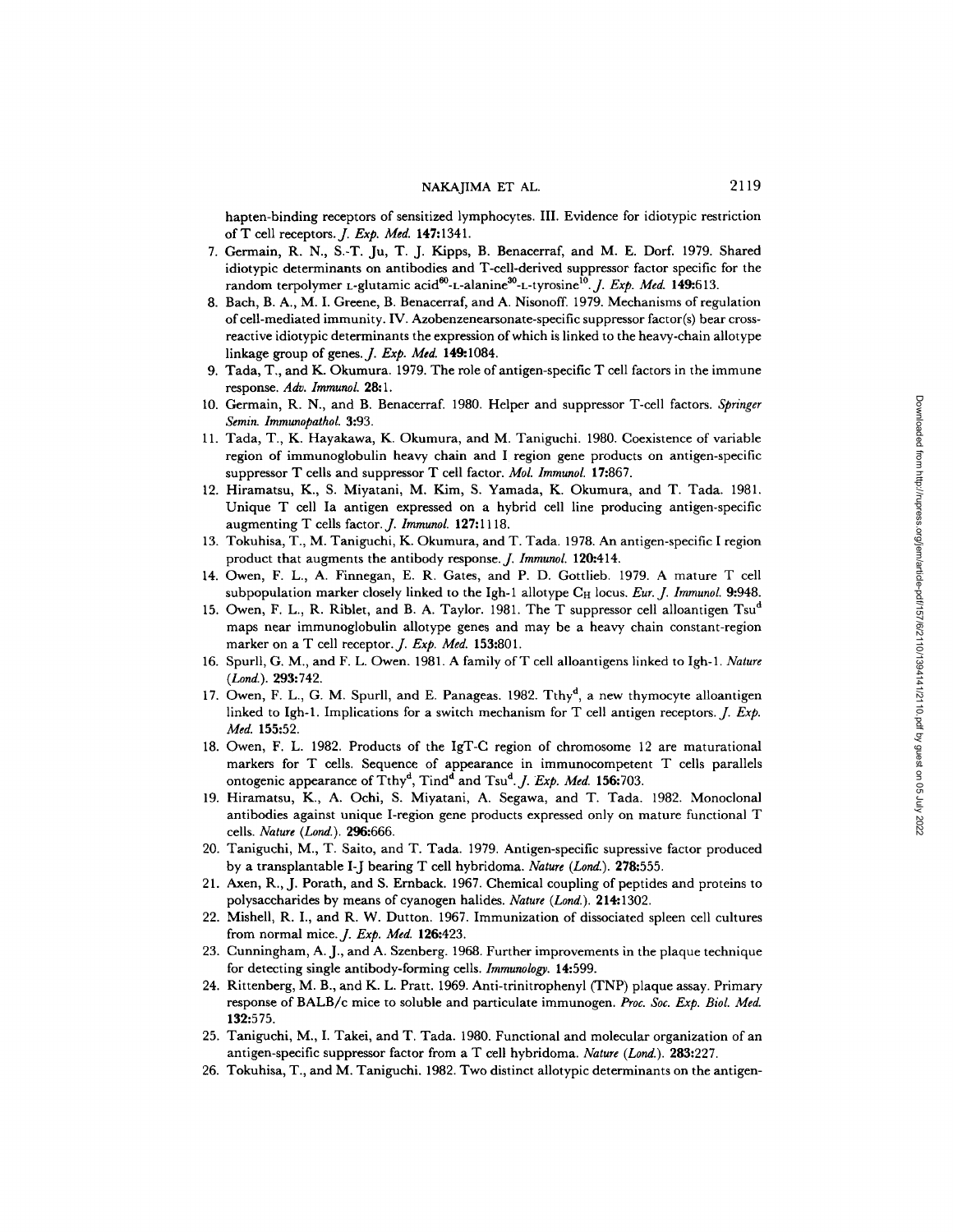hapten-binding receptors of sensitized lymphocytes. III. Evidence for idiotypic restriction of T cell receptors. *J. Exp. Med.* **147:**1341.

7. Germain, R. N., S.-T. Ju, T. J. Kipps, B. Benacerraf, and M. E. Dorf. 1979. Shared idiotypic determinants on antibodies and T-cell-derived suppressor factor specific for the random terpolymer L-glutamic acid$^{60}$-L-alanine$^{30}$-L-tyrosine$^{10}$. *J. Exp. Med.* **149:**613.
8. Bach, B. A., M. I. Greene, B. Benacerraf, and A. Nisonoff. 1979. Mechanisms of regulation of cell-mediated immunity. IV. Azobenzenearsonate-specific suppressor factor(s) bear cross-reactive idiotypic determinants the expression of which is linked to the heavy-chain allotype linkage group of genes. *J. Exp. Med.* **149:**1084.
9. Tada, T., and K. Okumura. 1979. The role of antigen-specific T cell factors in the immune response. *Adv. Immunol.* **28:**1.
10. Germain, R. N., and B. Benacerraf. 1980. Helper and suppressor T-cell factors. *Springer Semin. Immunopathol.* **3:**93.
11. Tada, T., K. Hayakawa, K. Okumura, and M. Taniguchi. 1980. Coexistence of variable region of immunoglobulin heavy chain and I region gene products on antigen-specific suppressor T cells and suppressor T cell factor. *Mol. Immunol.* **17:**867.
12. Hiramatsu, K., S. Miyatani, M. Kim, S. Yamada, K. Okumura, and T. Tada. 1981. Unique T cell Ia antigen expressed on a hybrid cell line producing antigen-specific augmenting T cells factor. *J. Immunol.* **127:**1118.
13. Tokuhisa, T., M. Taniguchi, K. Okumura, and T. Tada. 1978. An antigen-specific I region product that augments the antibody response. *J. Immunol.* **120:**414.
14. Owen, F. L., A. Finnegan, E. R. Gates, and P. D. Gottlieb. 1979. A mature T cell subpopulation marker closely linked to the Igh-1 allotype $C_H$ locus. *Eur. J. Immunol.* **9:**948.
15. Owen, F. L., R. Riblet, and B. A. Taylor. 1981. The T suppressor cell alloantigen Tsu$^d$ maps near immunoglobulin allotype genes and may be a heavy chain constant-region marker on a T cell receptor. *J. Exp. Med.* **153:**801.
16. Spurll, G. M., and F. L. Owen. 1981. A family of T cell alloantigens linked to Igh-1. *Nature (Lond.).* **293:**742.
17. Owen, F. L., G. M. Spurll, and E. Panageas. 1982. Tthy$^d$, a new thymocyte alloantigen linked to Igh-1. Implications for a switch mechanism for T cell antigen receptors. *J. Exp. Med.* **155:**52.
18. Owen, F. L. 1982. Products of the IgT-C region of chromosome 12 are maturational markers for T cells. Sequence of appearance in immunocompetent T cells parallels ontogenic appearance of Tthy$^d$, Tind$^d$ and Tsu$^d$. *J. Exp. Med.* **156:**703.
19. Hiramatsu, K., A. Ochi, S. Miyatani, A. Segawa, and T. Tada. 1982. Monoclonal antibodies against unique I-region gene products expressed only on mature functional T cells. *Nature (Lond.).* **296:**666.
20. Taniguchi, M., T. Saito, and T. Tada. 1979. Antigen-specific supressive factor produced by a transplantable I-J bearing T cell hybridoma. *Nature (Lond.).* **278:**555.
21. Axen, R., J. Porath, and S. Ernback. 1967. Chemical coupling of peptides and proteins to polysaccharides by means of cyanogen halides. *Nature (Lond.).* **214:**1302.
22. Mishell, R. I., and R. W. Dutton. 1967. Immunization of dissociated spleen cell cultures from normal mice. *J. Exp. Med.* **126:**423.
23. Cunningham, A. J., and A. Szenberg. 1968. Further improvements in the plaque technique for detecting single antibody-forming cells. *Immunology.* **14:**599.
24. Rittenberg, M. B., and K. L. Pratt. 1969. Anti-trinitrophenyl (TNP) plaque assay. Primary response of BALB/c mice to soluble and particulate immunogen. *Proc. Soc. Exp. Biol. Med.* **132:**575.
25. Taniguchi, M., I. Takei, and T. Tada. 1980. Functional and molecular organization of an antigen-specific suppressor factor from a T cell hybridoma. *Nature (Lond.).* **283:**227.
26. Tokuhisa, T., and M. Taniguchi. 1982. Two distinct allotypic determinants on the antigen-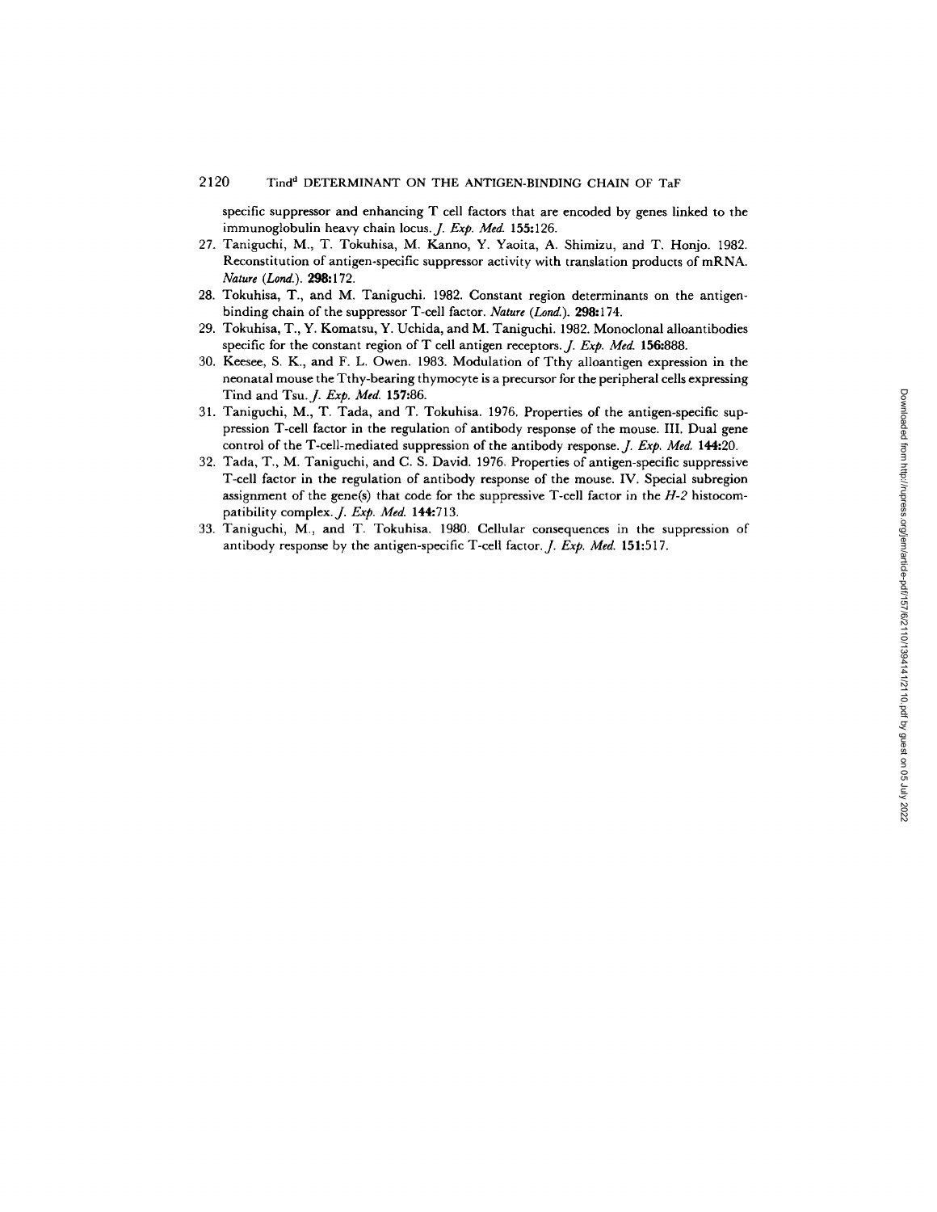specific suppressor and enhancing T cell factors that are encoded by genes linked to the immunoglobulin heavy chain locus. *J. Exp. Med.* **155:**126.

27. Taniguchi, M., T. Tokuhisa, M. Kanno, Y. Yaoita, A. Shimizu, and T. Honjo. 1982. Reconstitution of antigen-specific suppressor activity with translation products of mRNA. *Nature (Lond.).* **298:**172.
28. Tokuhisa, T., and M. Taniguchi. 1982. Constant region determinants on the antigen-binding chain of the suppressor T-cell factor. *Nature (Lond.).* **298:**174.
29. Tokuhisa, T., Y. Komatsu, Y. Uchida, and M. Taniguchi. 1982. Monoclonal alloantibodies specific for the constant region of T cell antigen receptors. *J. Exp. Med.* **156:**888.
30. Keesee, S. K., and F. L. Owen. 1983. Modulation of Tthy alloantigen expression in the neonatal mouse the Tthy-bearing thymocyte is a precursor for the peripheral cells expressing Tind and Tsu. *J. Exp. Med.* **157:**86.
31. Taniguchi, M., T. Tada, and T. Tokuhisa. 1976. Properties of the antigen-specific suppression T-cell factor in the regulation of antibody response of the mouse. III. Dual gene control of the T-cell-mediated suppression of the antibody response. *J. Exp. Med.* **144:**20.
32. Tada, T., M. Taniguchi, and C. S. David. 1976. Properties of antigen-specific suppressive T-cell factor in the regulation of antibody response of the mouse. IV. Special subregion assignment of the gene(s) that code for the suppressive T-cell factor in the *H-2* histocompatibility complex. *J. Exp. Med.* **144:**713.
33. Taniguchi, M., and T. Tokuhisa. 1980. Cellular consequences in the suppression of antibody response by the antigen-specific T-cell factor. *J. Exp. Med.* **151:**517.